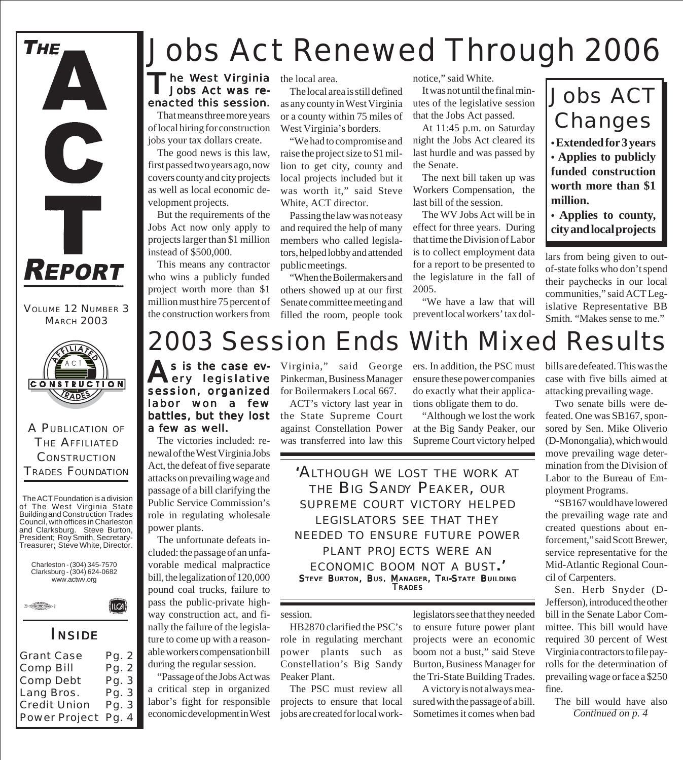# THE ACT REPORT

VOLUME 12 NUMBER 3
MARCH 2003

A PUBLICATION OF THE AFFILIATED CONSTRUCTION TRADES FOUNDATION

The ACT Foundation is a division of The West Virginia State Building and Construction Trades Council, with offices in Charleston and Clarksburg. Steve Burton, President; Roy Smith, Secretary-Treasurer; Steve White, Director.

Charleston - (304) 345-7570
Clarksburg - (304) 624-0682
www.actwv.org

## INSIDE

| | |
|---|---|
| Grant Case | Pg. 2 |
| Comp Bill | Pg. 2 |
| Comp Debt | Pg. 3 |
| Lang Bros. | Pg. 3 |
| Credit Union | Pg. 3 |
| Power Project | Pg. 4 |

# Jobs Act Renewed Through 2006

**The West Virginia Jobs Act was re-enacted this session.**

That means three more years of local hiring for construction jobs your tax dollars create.

The good news is this law, first passed two years ago, now covers county and city projects as well as local economic development projects.

But the requirements of the Jobs Act now only apply to projects larger than $1 million instead of $500,000.

This means any contractor who wins a publicly funded project worth more than $1 million must hire 75 percent of the construction workers from the local area.

The local area is still defined as any county in West Virginia or a county within 75 miles of West Virginia's borders.

"We had to compromise and raise the project size to $1 million to get city, county and local projects included but it was worth it," said Steve White, ACT director.

Passing the law was not easy and required the help of many members who called legislators, helped lobby and attended public meetings.

"When the Boilermakers and others showed up at our first Senate committee meeting and filled the room, people took notice," said White.

It was not until the final minutes of the legislative session that the Jobs Act passed.

At 11:45 p.m. on Saturday night the Jobs Act cleared its last hurdle and was passed by the Senate.

The next bill taken up was Workers Compensation, the last bill of the session.

The WV Jobs Act will be in effect for three years. During that time the Division of Labor is to collect employment data for a report to be presented to the legislature in the fall of 2005.

"We have a law that will prevent local workers' tax dollars from being given to out-of-state folks who don't spend their paychecks in our local communities," said ACT Legislative Representative BB Smith. "Makes sense to me."

> ## Jobs ACT Changes
> - **Extended for 3 years**
> - **Applies to publicly funded construction worth more than $1 million.**
> - **Applies to county, city and local projects**

# 2003 Session Ends With Mixed Results

**As is the case every legislative session, organized labor won a few battles, but they lost a few as well.**

The victories included: renewal of the West Virginia Jobs Act, the defeat of five separate attacks on prevailing wage and passage of a bill clarifying the Public Service Commission's role in regulating wholesale power plants.

The unfortunate defeats included: the passage of an unfavorable medical malpractice bill, the legalization of 120,000 pound coal trucks, failure to pass the public-private highway construction act, and finally the failure of the legislature to come up with a reasonable workers compensation bill during the regular session.

"Passage of the Jobs Act was a critical step in organized labor's fight for responsible economic development in West Virginia," said George Pinkerman, Business Manager for Boilermakers Local 667.

ACT's victory last year in the State Supreme Court against Constellation Power was transferred into law this session.

> 'ALTHOUGH WE LOST THE WORK AT THE BIG SANDY PEAKER, OUR SUPREME COURT VICTORY HELPED LEGISLATORS SEE THAT THEY NEEDED TO ENSURE FUTURE POWER PLANT PROJECTS WERE AN ECONOMIC BOOM NOT A BUST.'
> STEVE BURTON, BUS. MANAGER, TRI-STATE BUILDING TRADES

HB2870 clarified the PSC's role in regulating merchant power plants such as Constellation's Big Sandy Peaker Plant.

The PSC must review all projects to ensure that local jobs are created for local workers. In addition, the PSC must ensure these power companies do exactly what their applications obligate them to do.

"Although we lost the work at the Big Sandy Peaker, our Supreme Court victory helped legislators see that they needed to ensure future power plant projects were an economic boom not a bust," said Steve Burton, Business Manager for the Tri-State Building Trades.

A victory is not always measured with the passage of a bill. Sometimes it comes when bad bills are defeated. This was the case with five bills aimed at attacking prevailing wage.

Two senate bills were defeated. One was SB167, sponsored by Sen. Mike Oliverio (D-Monongalia), which would move prevailing wage determination from the Division of Labor to the Bureau of Employment Programs.

"SB167 would have lowered the prevailing wage rate and created questions about enforcement," said Scott Brewer, service representative for the Mid-Atlantic Regional Council of Carpenters.

Sen. Herb Snyder (D-Jefferson), introduced the other bill in the Senate Labor Committee. This bill would have required 30 percent of West Virginia contractors to file payrolls for the determination of prevailing wage or face a $250 fine.

The bill would have also

*Continued on p. 4*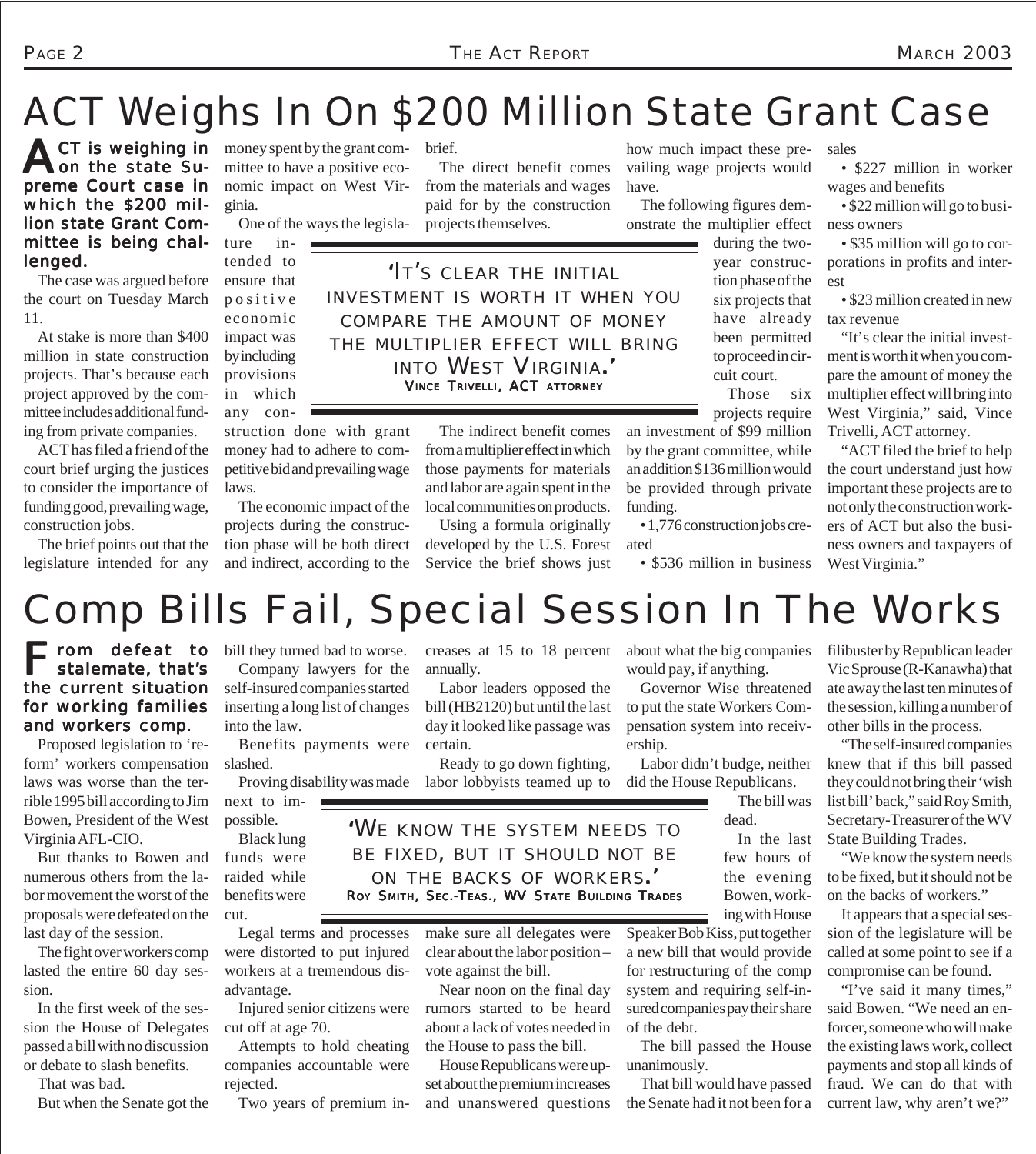# ACT Weighs In On $200 Million State Grant Case

**ACT is weighing in on the state Supreme Court case in which the $200 million state Grant Committee is being challenged.**

The case was argued before the court on Tuesday March 11.

At stake is more than $400 million in state construction projects. That's because each project approved by the committee includes additional funding from private companies.

ACT has filed a friend of the court brief urging the justices to consider the importance of funding good, prevailing wage, construction jobs.

The brief points out that the legislature intended for any money spent by the grant committee to have a positive economic impact on West Virginia.

One of the ways the legislature intended to ensure that positive economic impact was by including provisions in which any construction done with grant money had to adhere to competitive bid and prevailing wage laws.

The economic impact of the projects during the construction phase will be both direct and indirect, according to the brief.

The direct benefit comes from the materials and wages paid for by the construction projects themselves.

> **'It's clear the initial investment is worth it when you compare the amount of money the multiplier effect will bring into West Virginia.'**
> Vince Trivelli, ACT attorney

The indirect benefit comes from a multiplier effect in which those payments for materials and labor are again spent in the local communities on products.

Using a formula originally developed by the U.S. Forest Service the brief shows just how much impact these prevailing wage projects would have.

The following figures demonstrate the multiplier effect during the two-year construction phase of the six projects that have already been permitted to proceed in circuit court.

Those six projects require an investment of $99 million by the grant committee, while an addition $136 million would be provided through private funding.

- 1,776 construction jobs created
- $536 million in business sales
- $227 million in worker wages and benefits
- $22 million will go to business owners
- $35 million will go to corporations in profits and interest
- $23 million created in new tax revenue

"It's clear the initial investment is worth it when you compare the amount of money the multiplier effect will bring into West Virginia," said, Vince Trivelli, ACT attorney.

"ACT filed the brief to help the court understand just how important these projects are to not only the construction workers of ACT but also the business owners and taxpayers of West Virginia."

# Comp Bills Fail, Special Session In The Works

**From defeat to stalemate, that's the current situation for working families and workers comp.**

Proposed legislation to 'reform' workers compensation laws was worse than the terrible 1995 bill according to Jim Bowen, President of the West Virginia AFL-CIO.

But thanks to Bowen and numerous others from the labor movement the worst of the proposals were defeated on the last day of the session.

The fight over workers comp lasted the entire 60 day session.

In the first week of the session the House of Delegates passed a bill with no discussion or debate to slash benefits.

That was bad.

But when the Senate got the bill they turned bad to worse.

Company lawyers for the self-insured companies started inserting a long list of changes into the law.

Benefits payments were slashed.

Proving disability was made next to impossible.

Black lung funds were raided while benefits were cut.

> **'We know the system needs to be fixed, but it should not be on the backs of workers.'**
> Roy Smith, Sec.-Teas., WV State Building Trades

Legal terms and processes were distorted to put injured workers at a tremendous disadvantage.

Injured senior citizens were cut off at age 70.

Attempts to hold cheating companies accountable were rejected.

Two years of premium increases at 15 to 18 percent annually.

Labor leaders opposed the bill (HB2120) but until the last day it looked like passage was certain.

Ready to go down fighting, labor lobbyists teamed up to make sure all delegates were clear about the labor position – vote against the bill.

Near noon on the final day rumors started to be heard about a lack of votes needed in the House to pass the bill.

House Republicans were upset about the premium increases and unanswered questions about what the big companies would pay, if anything.

Governor Wise threatened to put the state Workers Compensation system into receivership.

Labor didn't budge, neither did the House Republicans.

The bill was dead.

In the last few hours of the evening Bowen, working with House Speaker Bob Kiss, put together a new bill that would provide for restructuring of the comp system and requiring self-insured companies pay their share of the debt.

The bill passed the House unanimously.

That bill would have passed the Senate had it not been for a filibuster by Republican leader Vic Sprouse (R-Kanawha) that ate away the last ten minutes of the session, killing a number of other bills in the process.

"The self-insured companies knew that if this bill passed they could not bring their 'wish list bill' back," said Roy Smith, Secretary-Treasurer of the WV State Building Trades.

"We know the system needs to be fixed, but it should not be on the backs of workers."

It appears that a special session of the legislature will be called at some point to see if a compromise can be found.

"I've said it many times," said Bowen. "We need an enforcer, someone who will make the existing laws work, collect payments and stop all kinds of fraud. We can do that with current law, why aren't we?"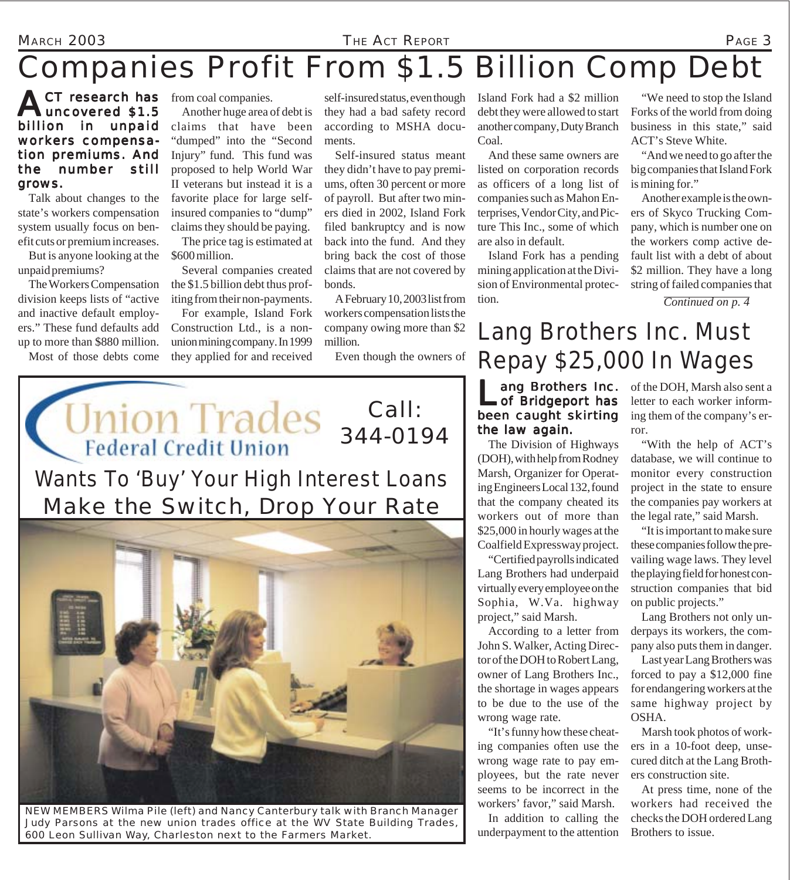# Companies Profit From $1.5 Billion Comp Debt

**ACT research has uncovered $1.5 billion in unpaid workers compensation premiums. And the number still grows.**

Talk about changes to the state's workers compensation system usually focus on benefit cuts or premium increases.

But is anyone looking at the unpaid premiums?

The Workers Compensation division keeps lists of "active and inactive default employers." These fund defaults add up to more than $880 million.

Most of those debts come from coal companies.

Another huge area of debt is claims that have been "dumped" into the "Second Injury" fund. This fund was proposed to help World War II veterans but instead it is a favorite place for large self-insured companies to "dump" claims they should be paying.

The price tag is estimated at $600 million.

Several companies created the $1.5 billion debt thus profiting from their non-payments.

For example, Island Fork Construction Ltd., is a non-union mining company. In 1999 they applied for and received self-insured status, even though they had a bad safety record according to MSHA documents.

Self-insured status meant they didn't have to pay premiums, often 30 percent or more of payroll. But after two miners died in 2002, Island Fork filed bankruptcy and is now back into the fund. And they bring back the cost of those claims that are not covered by bonds.

A February 10, 2003 list from workers compensation lists the company owing more than $2 million.

Even though the owners of Island Fork had a $2 million debt they were allowed to start another company, Duty Branch Coal.

And these same owners are listed on corporation records as officers of a long list of companies such as Mahon Enterprises, Vendor City, and Picture This Inc., some of which are also in default.

Island Fork has a pending mining application at the Division of Environmental protection.

"We need to stop the Island Forks of the world from doing business in this state," said ACT's Steve White.

"And we need to go after the big companies that Island Fork is mining for."

Another example is the owners of Skyco Trucking Company, which is number one on the workers comp active default list with a debt of about $2 million. They have a long string of failed companies that

*Continued on p. 4*

**Union Trades Federal Credit Union**

Call: 344-0194

Wants To 'Buy' Your High Interest Loans
Make the Switch, Drop Your Rate

NEW MEMBERS Wilma Pile (left) and Nancy Canterbury talk with Branch Manager Judy Parsons at the new union trades office at the WV State Building Trades, 600 Leon Sullivan Way, Charleston next to the Farmers Market.

# Lang Brothers Inc. Must Repay $25,000 In Wages

**Lang Brothers Inc. of Bridgeport has been caught skirting the law again.**

The Division of Highways (DOH), with help from Rodney Marsh, Organizer for Operating Engineers Local 132, found that the company cheated its workers out of more than $25,000 in hourly wages at the Coalfield Expressway project.

"Certified payrolls indicated Lang Brothers had underpaid virtually every employee on the Sophia, W.Va. highway project," said Marsh.

According to a letter from John S. Walker, Acting Director of the DOH to Robert Lang, owner of Lang Brothers Inc., the shortage in wages appears to be due to the use of the wrong wage rate.

"It's funny how these cheating companies often use the wrong wage rate to pay employees, but the rate never seems to be incorrect in the workers' favor," said Marsh.

In addition to calling the underpayment to the attention of the DOH, Marsh also sent a letter to each worker informing them of the company's error.

"With the help of ACT's database, we will continue to monitor every construction project in the state to ensure the companies pay workers at the legal rate," said Marsh.

"It is important to make sure these companies follow the prevailing wage laws. They level the playing field for honest construction companies that bid on public projects."

Lang Brothers not only underpays its workers, the company also puts them in danger.

Last year Lang Brothers was forced to pay a $12,000 fine for endangering workers at the same highway project by OSHA.

Marsh took photos of workers in a 10-foot deep, unsecured ditch at the Lang Brothers construction site.

At press time, none of the workers had received the checks the DOH ordered Lang Brothers to issue.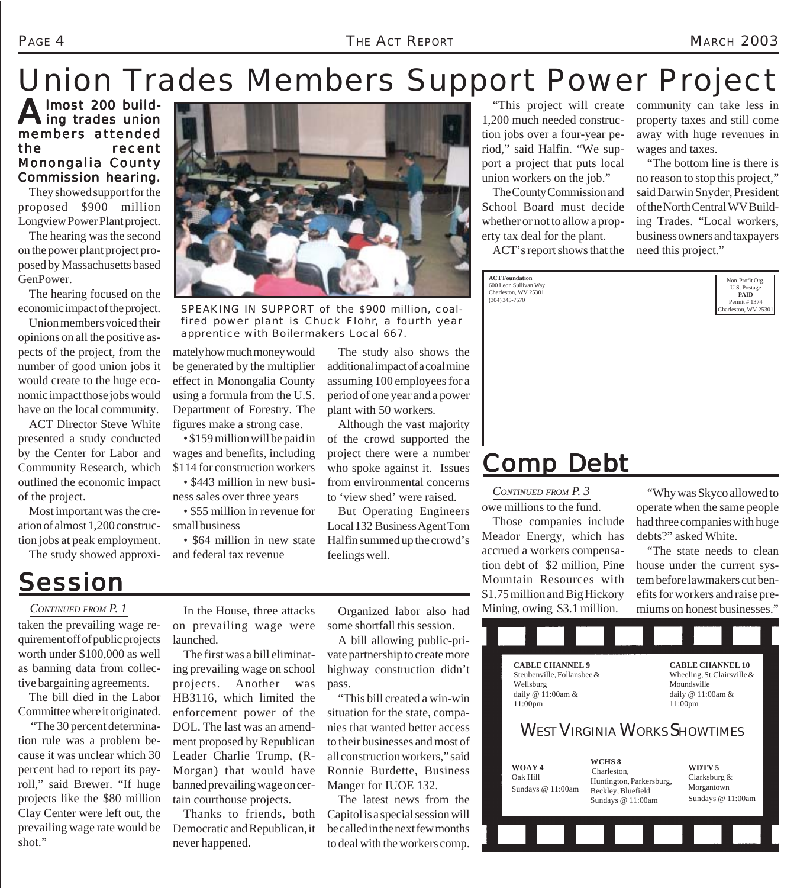# Union Trades Members Support Power Project

**Almost 200 building trades union members attended the recent Monongalia County Commission hearing.**

They showed support for the proposed $900 million Longview Power Plant project.

The hearing was the second on the power plant project proposed by Massachusetts based GenPower.

The hearing focused on the economic impact of the project.

Union members voiced their opinions on all the positive aspects of the project, from the number of good union jobs it would create to the huge economic impact those jobs would have on the local community.

ACT Director Steve White presented a study conducted by the Center for Labor and Community Research, which outlined the economic impact of the project.

Most important was the creation of almost 1,200 construction jobs at peak employment.

The study showed approximately how much money would be generated by the multiplier effect in Monongalia County using a formula from the U.S. Department of Forestry. The figures make a strong case.

- $159 million will be paid in wages and benefits, including $114 for construction workers
- $443 million in new business sales over three years
- $55 million in revenue for small business
- $64 million in new state and federal tax revenue

The study also shows the additional impact of a coal mine assuming 100 employees for a period of one year and a power plant with 50 workers.

Although the vast majority of the crowd supported the project there were a number who spoke against it. Issues from environmental concerns to 'view shed' were raised.

But Operating Engineers Local 132 Business Agent Tom Halfin summed up the crowd's feelings well.

"This project will create 1,200 much needed construction jobs over a four-year period," said Halfin. "We support a project that puts local union workers on the job."

The County Commission and School Board must decide whether or not to allow a property tax deal for the plant.

ACT's report shows that the community can take less in property taxes and still come away with huge revenues in wages and taxes.

"The bottom line is there is no reason to stop this project," said Darwin Snyder, President of the North Central WV Building Trades. "Local workers, business owners and taxpayers need this project."

SPEAKING IN SUPPORT of the $900 million, coal-fired power plant is Chuck Flohr, a fourth year apprentice with Boilermakers Local 667.

**ACT Foundation**
600 Leon Sullivan Way
Charleston, WV 25301
(304) 345-7570

Non-Profit Org.
U.S. Postage
**PAID**
Permit # 1374
Charleston, WV 25301

## Session

*Continued from P. 1*

taken the prevailing wage requirement off of public projects worth under $100,000 as well as banning data from collective bargaining agreements.

The bill died in the Labor Committee where it originated.

"The 30 percent determination rule was a problem because it was unclear which 30 percent had to report its payroll," said Brewer. "If huge projects like the $80 million Clay Center were left out, the prevailing wage rate would be shot."

In the House, three attacks on prevailing wage were launched.

The first was a bill eliminating prevailing wage on school projects. Another was HB3116, which limited the enforcement power of the DOL. The last was an amendment proposed by Republican Leader Charlie Trump, (R-Morgan) that would have banned prevailing wage on certain courthouse projects.

Thanks to friends, both Democratic and Republican, it never happened.

Organized labor also had some shortfall this session.

A bill allowing public-private partnership to create more highway construction didn't pass.

"This bill created a win-win situation for the state, companies that wanted better access to their businesses and most of all construction workers," said Ronnie Burdette, Business Manger for IUOE 132.

The latest news from the Capitol is a special session will be called in the next few months to deal with the workers comp.

## Comp Debt

*Continued from P. 3*

owe millions to the fund.

Those companies include Meador Energy, which has accrued a workers compensation debt of $2 million, Pine Mountain Resources with $1.75 million and Big Hickory Mining, owing $3.1 million.

"Why was Skyco allowed to operate when the same people had three companies with huge debts?" asked White.

"The state needs to clean house under the current system before lawmakers cut benefits for workers and raise premiums on honest businesses."

### West Virginia Works Showtimes

**CABLE CHANNEL 9**
Steubenville, Follansbee & Wellsburg
daily @ 11:00am & 11:00pm

**CABLE CHANNEL 10**
Wheeling, St.Clairsville & Moundsville
daily @ 11:00am & 11:00pm

**WOAY 4**
Oak Hill
Sundays @ 11:00am

**WCHS 8**
Charleston, Huntington, Parkersburg, Beckley, Bluefield
Sundays @ 11:00am

**WDTV 5**
Clarksburg & Morgantown
Sundays @ 11:00am